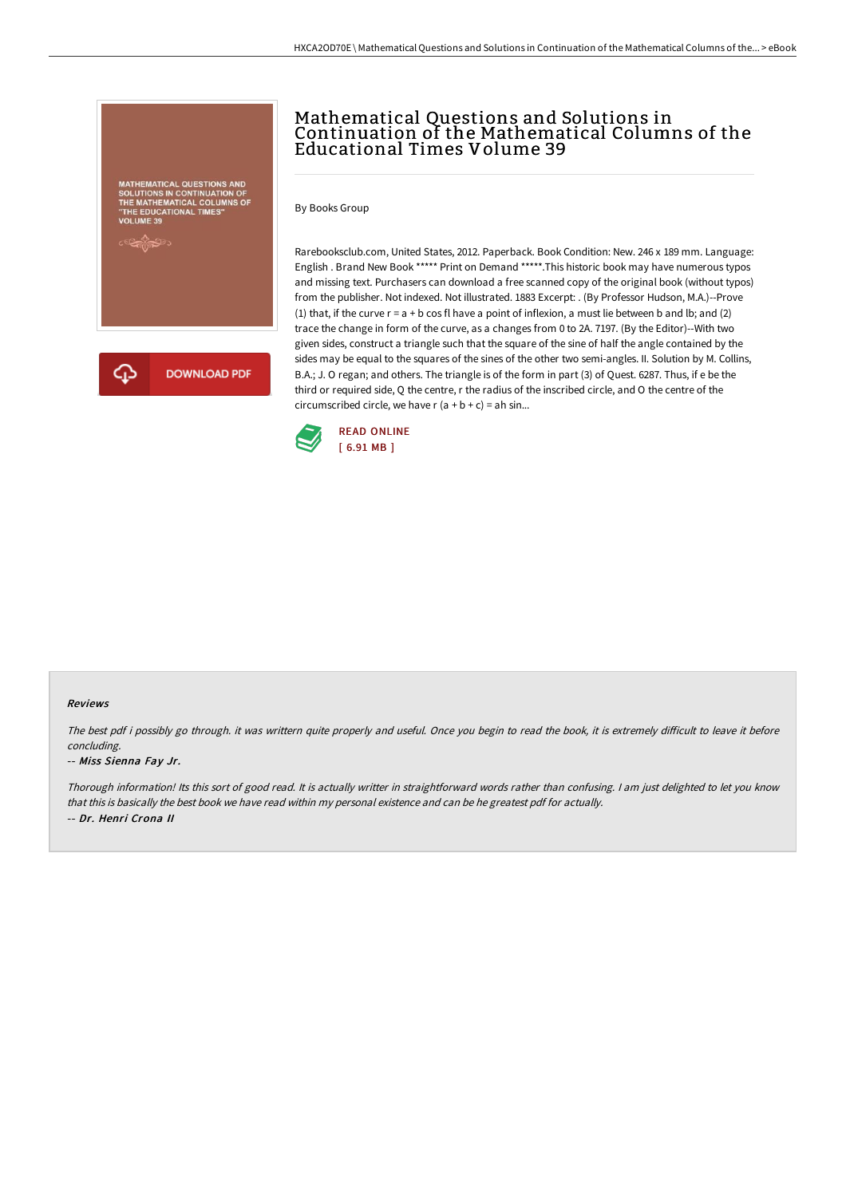# Mathematical Questions and Solutions in Continuation of the Mathematical Columns of the Educational Times Volume 39

By Books Group

Rarebooksclub.com, United States, 2012. Paperback. Book Condition: New. 246 x 189 mm. Language: English . Brand New Book ***** Print on Demand *****.This historic book may have numerous typos and missing text. Purchasers can download a free scanned copy of the original book (without typos) from the publisher. Not indexed. Not illustrated. 1883 Excerpt: . (By Professor Hudson, M.A.)--Prove (1) that, if the curve r = a + b cos fl have a point of inflexion, a must lie between b and lb; and (2) trace the change in form of the curve, as a changes from 0 to 2A. 7197. (By the Editor)--With two given sides, construct a triangle such that the square of the sine of half the angle contained by the sides may be equal to the squares of the sines of the other two semi-angles. II. Solution by M. Collins, B.A.; J. O regan; and others. The triangle is of the form in part (3) of Quest. 6287. Thus, if e be the third or required side, Q the centre, r the radius of the inscribed circle, and O the centre of the circumscribed circle, we have r (a + b + c) = ah sin...

READ ONLINE
[ 6.91 MB ]

DOWNLOAD PDF

### Reviews

*The best pdf i possibly go through. it was writtern quite properly and useful. Once you begin to read the book, it is extremely difficult to leave it before concluding.*

-- *Miss Sienna Fay Jr.*

*Thorough information! Its this sort of good read. It is actually writter in straightforward words rather than confusing. I am just delighted to let you know that this is basically the best book we have read within my personal existence and can be he greatest pdf for actually.*

-- *Dr. Henri Crona II*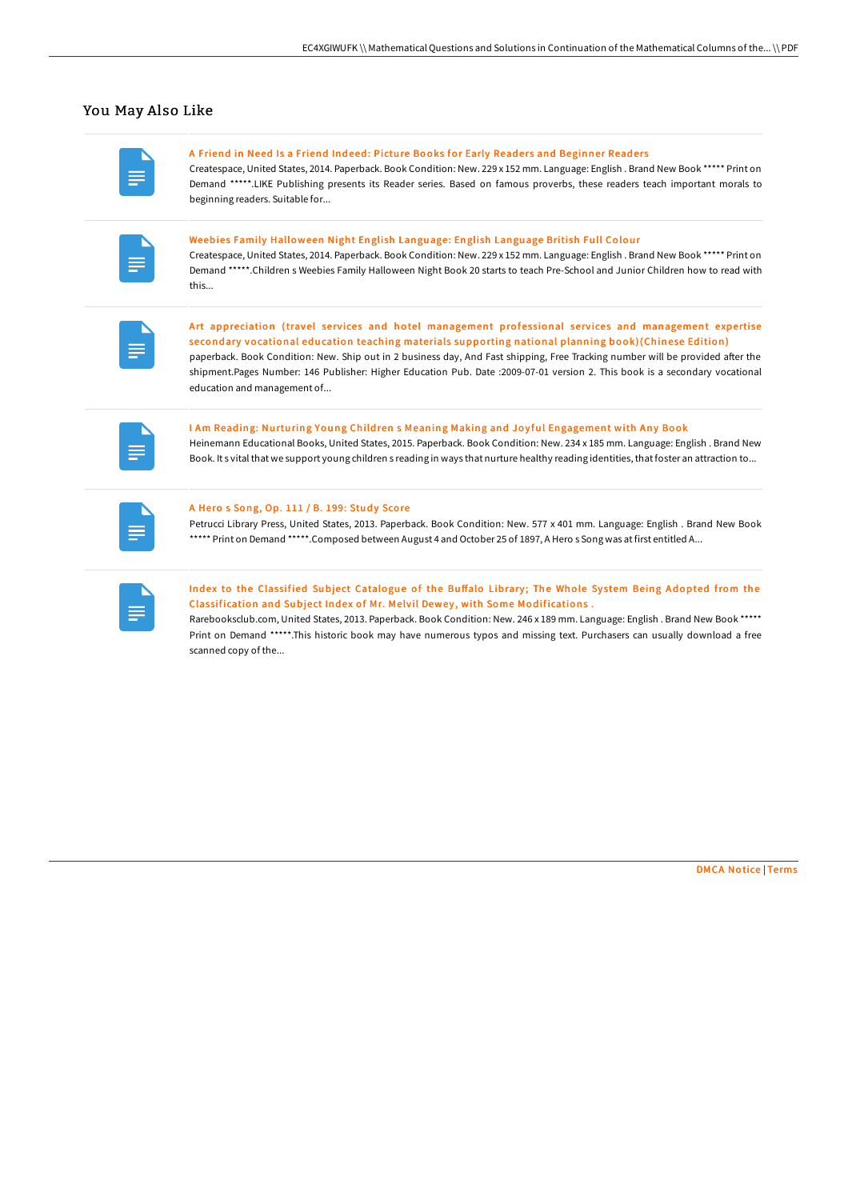## You May Also Like

**A Friend in Need Is a Friend Indeed: Picture Books for Early Readers and Beginner Readers**

Createspace, United States, 2014. Paperback. Book Condition: New. 229 x 152 mm. Language: English . Brand New Book ***** Print on Demand *****.LIKE Publishing presents its Reader series. Based on famous proverbs, these readers teach important morals to beginning readers. Suitable for...

**Weebies Family Halloween Night English Language: English Language British Full Colour**

Createspace, United States, 2014. Paperback. Book Condition: New. 229 x 152 mm. Language: English . Brand New Book ***** Print on Demand *****.Children s Weebies Family Halloween Night Book 20 starts to teach Pre-School and Junior Children how to read with this...

**Art appreciation (travel services and hotel management professional services and management expertise secondary vocational education teaching materials supporting national planning book)(Chinese Edition)**

paperback. Book Condition: New. Ship out in 2 business day, And Fast shipping, Free Tracking number will be provided after the shipment.Pages Number: 146 Publisher: Higher Education Pub. Date :2009-07-01 version 2. This book is a secondary vocational education and management of...

**I Am Reading: Nurturing Young Children s Meaning Making and Joyful Engagement with Any Book**

Heinemann Educational Books, United States, 2015. Paperback. Book Condition: New. 234 x 185 mm. Language: English . Brand New Book. It s vital that we support young children s reading in ways that nurture healthy reading identities, that foster an attraction to...

**A Hero s Song, Op. 111 / B. 199: Study Score**

Petrucci Library Press, United States, 2013. Paperback. Book Condition: New. 577 x 401 mm. Language: English . Brand New Book ***** Print on Demand *****.Composed between August 4 and October 25 of 1897, A Hero s Song was at first entitled A...

**Index to the Classified Subject Catalogue of the Buffalo Library; The Whole System Being Adopted from the Classification and Subject Index of Mr. Melvil Dewey, with Some Modifications .**

Rarebooksclub.com, United States, 2013. Paperback. Book Condition: New. 246 x 189 mm. Language: English . Brand New Book ***** Print on Demand *****.This historic book may have numerous typos and missing text. Purchasers can usually download a free scanned copy of the...

DMCA Notice | Terms